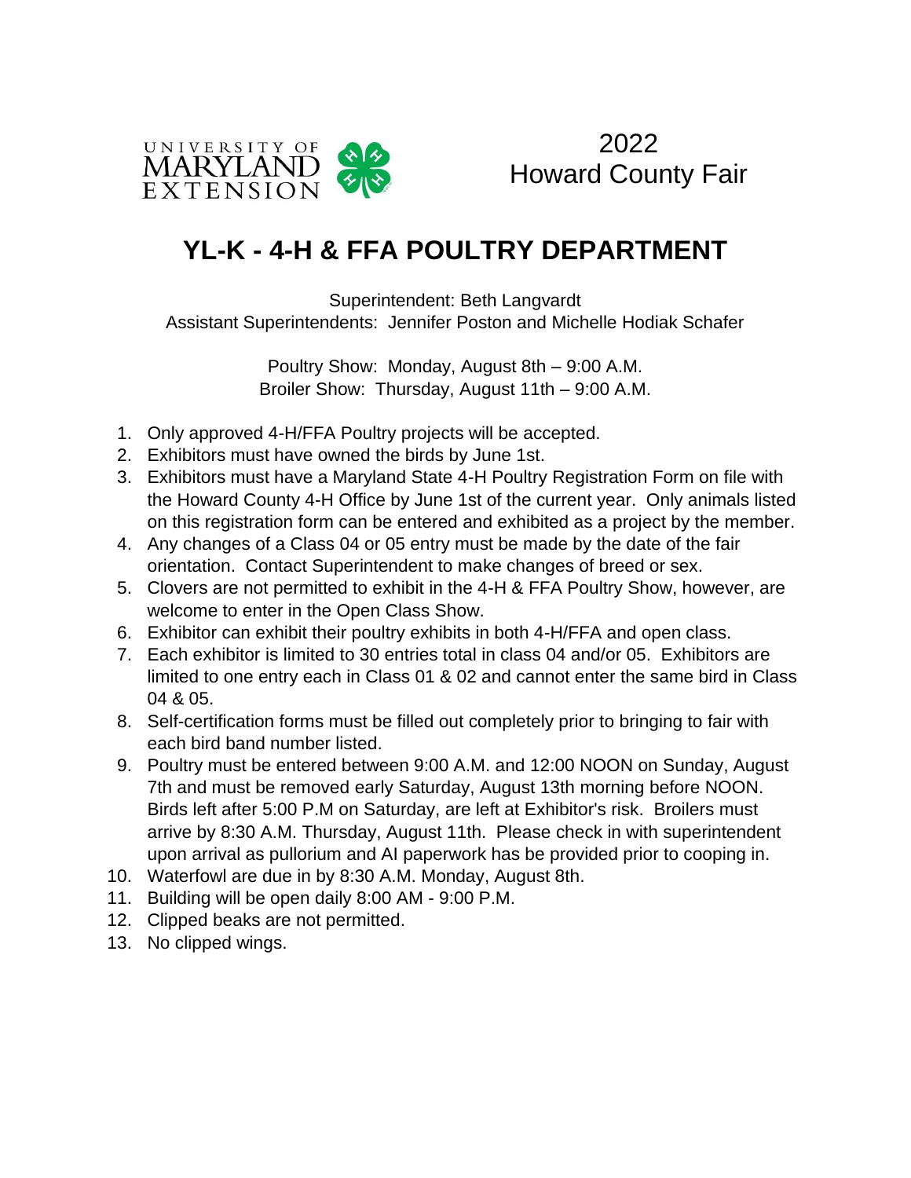UNIVERSITY OF MARYLAND EXTENSION

2022
Howard County Fair

# YL-K - 4-H & FFA POULTRY DEPARTMENT

Superintendent: Beth Langvardt
Assistant Superintendents: Jennifer Poston and Michelle Hodiak Schafer

Poultry Show: Monday, August 8th – 9:00 A.M.
Broiler Show: Thursday, August 11th – 9:00 A.M.

1. Only approved 4-H/FFA Poultry projects will be accepted.
2. Exhibitors must have owned the birds by June 1st.
3. Exhibitors must have a Maryland State 4-H Poultry Registration Form on file with the Howard County 4-H Office by June 1st of the current year. Only animals listed on this registration form can be entered and exhibited as a project by the member.
4. Any changes of a Class 04 or 05 entry must be made by the date of the fair orientation. Contact Superintendent to make changes of breed or sex.
5. Clovers are not permitted to exhibit in the 4-H & FFA Poultry Show, however, are welcome to enter in the Open Class Show.
6. Exhibitor can exhibit their poultry exhibits in both 4-H/FFA and open class.
7. Each exhibitor is limited to 30 entries total in class 04 and/or 05. Exhibitors are limited to one entry each in Class 01 & 02 and cannot enter the same bird in Class 04 & 05.
8. Self-certification forms must be filled out completely prior to bringing to fair with each bird band number listed.
9. Poultry must be entered between 9:00 A.M. and 12:00 NOON on Sunday, August 7th and must be removed early Saturday, August 13th morning before NOON. Birds left after 5:00 P.M on Saturday, are left at Exhibitor's risk. Broilers must arrive by 8:30 A.M. Thursday, August 11th. Please check in with superintendent upon arrival as pullorium and AI paperwork has be provided prior to cooping in.
10. Waterfowl are due in by 8:30 A.M. Monday, August 8th.
11. Building will be open daily 8:00 AM - 9:00 P.M.
12. Clipped beaks are not permitted.
13. No clipped wings.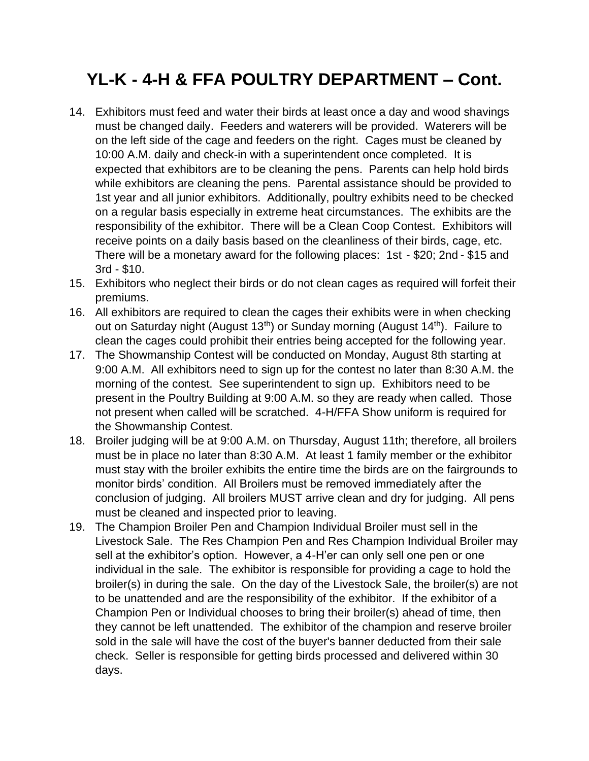# YL-K - 4-H & FFA POULTRY DEPARTMENT – Cont.

14. Exhibitors must feed and water their birds at least once a day and wood shavings must be changed daily. Feeders and waterers will be provided. Waterers will be on the left side of the cage and feeders on the right. Cages must be cleaned by 10:00 A.M. daily and check-in with a superintendent once completed. It is expected that exhibitors are to be cleaning the pens. Parents can help hold birds while exhibitors are cleaning the pens. Parental assistance should be provided to 1st year and all junior exhibitors. Additionally, poultry exhibits need to be checked on a regular basis especially in extreme heat circumstances. The exhibits are the responsibility of the exhibitor. There will be a Clean Coop Contest. Exhibitors will receive points on a daily basis based on the cleanliness of their birds, cage, etc. There will be a monetary award for the following places: 1st - $20; 2nd - $15 and 3rd - $10.
15. Exhibitors who neglect their birds or do not clean cages as required will forfeit their premiums.
16. All exhibitors are required to clean the cages their exhibits were in when checking out on Saturday night (August 13th) or Sunday morning (August 14th). Failure to clean the cages could prohibit their entries being accepted for the following year.
17. The Showmanship Contest will be conducted on Monday, August 8th starting at 9:00 A.M. All exhibitors need to sign up for the contest no later than 8:30 A.M. the morning of the contest. See superintendent to sign up. Exhibitors need to be present in the Poultry Building at 9:00 A.M. so they are ready when called. Those not present when called will be scratched. 4-H/FFA Show uniform is required for the Showmanship Contest.
18. Broiler judging will be at 9:00 A.M. on Thursday, August 11th; therefore, all broilers must be in place no later than 8:30 A.M. At least 1 family member or the exhibitor must stay with the broiler exhibits the entire time the birds are on the fairgrounds to monitor birds' condition. All Broilers must be removed immediately after the conclusion of judging. All broilers MUST arrive clean and dry for judging. All pens must be cleaned and inspected prior to leaving.
19. The Champion Broiler Pen and Champion Individual Broiler must sell in the Livestock Sale. The Res Champion Pen and Res Champion Individual Broiler may sell at the exhibitor's option. However, a 4-H'er can only sell one pen or one individual in the sale. The exhibitor is responsible for providing a cage to hold the broiler(s) in during the sale. On the day of the Livestock Sale, the broiler(s) are not to be unattended and are the responsibility of the exhibitor. If the exhibitor of a Champion Pen or Individual chooses to bring their broiler(s) ahead of time, then they cannot be left unattended. The exhibitor of the champion and reserve broiler sold in the sale will have the cost of the buyer's banner deducted from their sale check. Seller is responsible for getting birds processed and delivered within 30 days.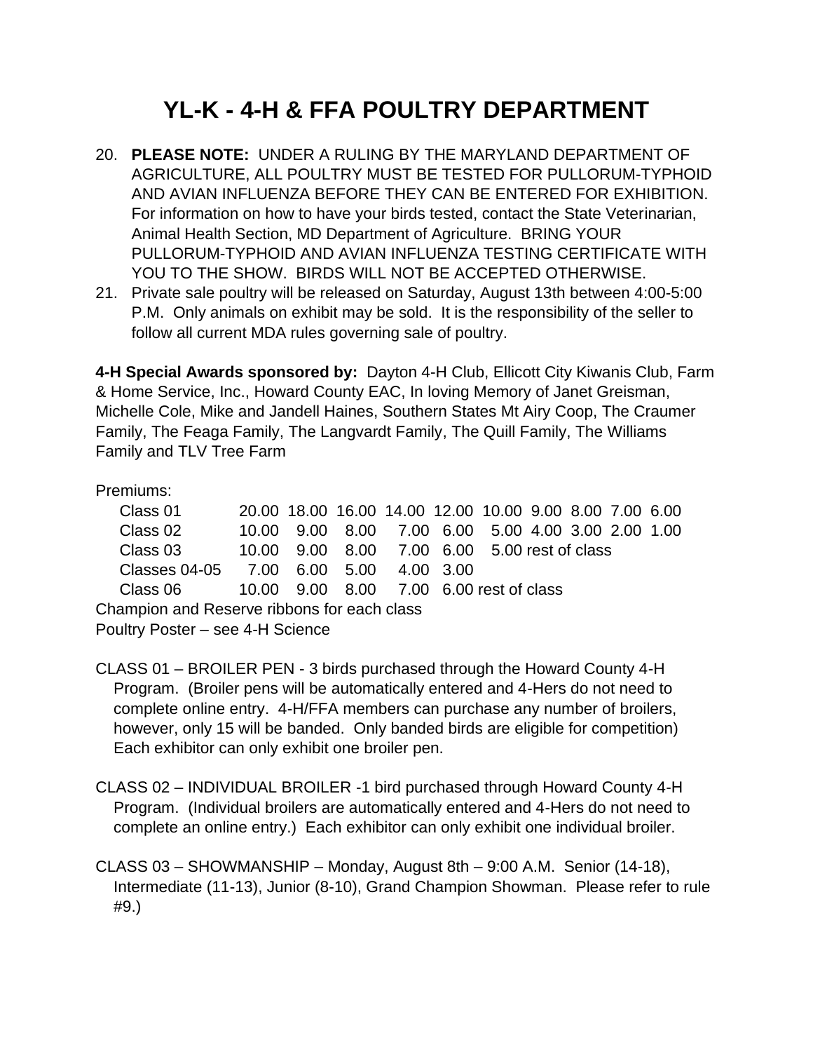# YL-K - 4-H & FFA POULTRY DEPARTMENT

20. **PLEASE NOTE:** UNDER A RULING BY THE MARYLAND DEPARTMENT OF AGRICULTURE, ALL POULTRY MUST BE TESTED FOR PULLORUM-TYPHOID AND AVIAN INFLUENZA BEFORE THEY CAN BE ENTERED FOR EXHIBITION. For information on how to have your birds tested, contact the State Veterinarian, Animal Health Section, MD Department of Agriculture. BRING YOUR PULLORUM-TYPHOID AND AVIAN INFLUENZA TESTING CERTIFICATE WITH YOU TO THE SHOW. BIRDS WILL NOT BE ACCEPTED OTHERWISE.
21. Private sale poultry will be released on Saturday, August 13th between 4:00-5:00 P.M. Only animals on exhibit may be sold. It is the responsibility of the seller to follow all current MDA rules governing sale of poultry.

**4-H Special Awards sponsored by:** Dayton 4-H Club, Ellicott City Kiwanis Club, Farm & Home Service, Inc., Howard County EAC, In loving Memory of Janet Greisman, Michelle Cole, Mike and Jandell Haines, Southern States Mt Airy Coop, The Craumer Family, The Feaga Family, The Langvardt Family, The Quill Family, The Williams Family and TLV Tree Farm

Premiums:

| | | | | | | | | | | |
|---|---|---|---|---|---|---|---|---|---|---|
| Class 01 | 20.00 | 18.00 | 16.00 | 14.00 | 12.00 | 10.00 | 9.00 | 8.00 | 7.00 | 6.00 |
| Class 02 | 10.00 | 9.00 | 8.00 | 7.00 | 6.00 | 5.00 | 4.00 | 3.00 | 2.00 | 1.00 |
| Class 03 | 10.00 | 9.00 | 8.00 | 7.00 | 6.00 | 5.00 rest of class | | | | |
| Classes 04-05 | 7.00 | 6.00 | 5.00 | 4.00 | 3.00 | | | | | |
| Class 06 | 10.00 | 9.00 | 8.00 | 7.00 | 6.00 rest of class | | | | | |

Champion and Reserve ribbons for each class

Poultry Poster – see 4-H Science

CLASS 01 – BROILER PEN - 3 birds purchased through the Howard County 4-H Program. (Broiler pens will be automatically entered and 4-Hers do not need to complete online entry. 4-H/FFA members can purchase any number of broilers, however, only 15 will be banded. Only banded birds are eligible for competition) Each exhibitor can only exhibit one broiler pen.

CLASS 02 – INDIVIDUAL BROILER -1 bird purchased through Howard County 4-H Program. (Individual broilers are automatically entered and 4-Hers do not need to complete an online entry.) Each exhibitor can only exhibit one individual broiler.

CLASS 03 – SHOWMANSHIP – Monday, August 8th – 9:00 A.M. Senior (14-18), Intermediate (11-13), Junior (8-10), Grand Champion Showman. Please refer to rule #9.)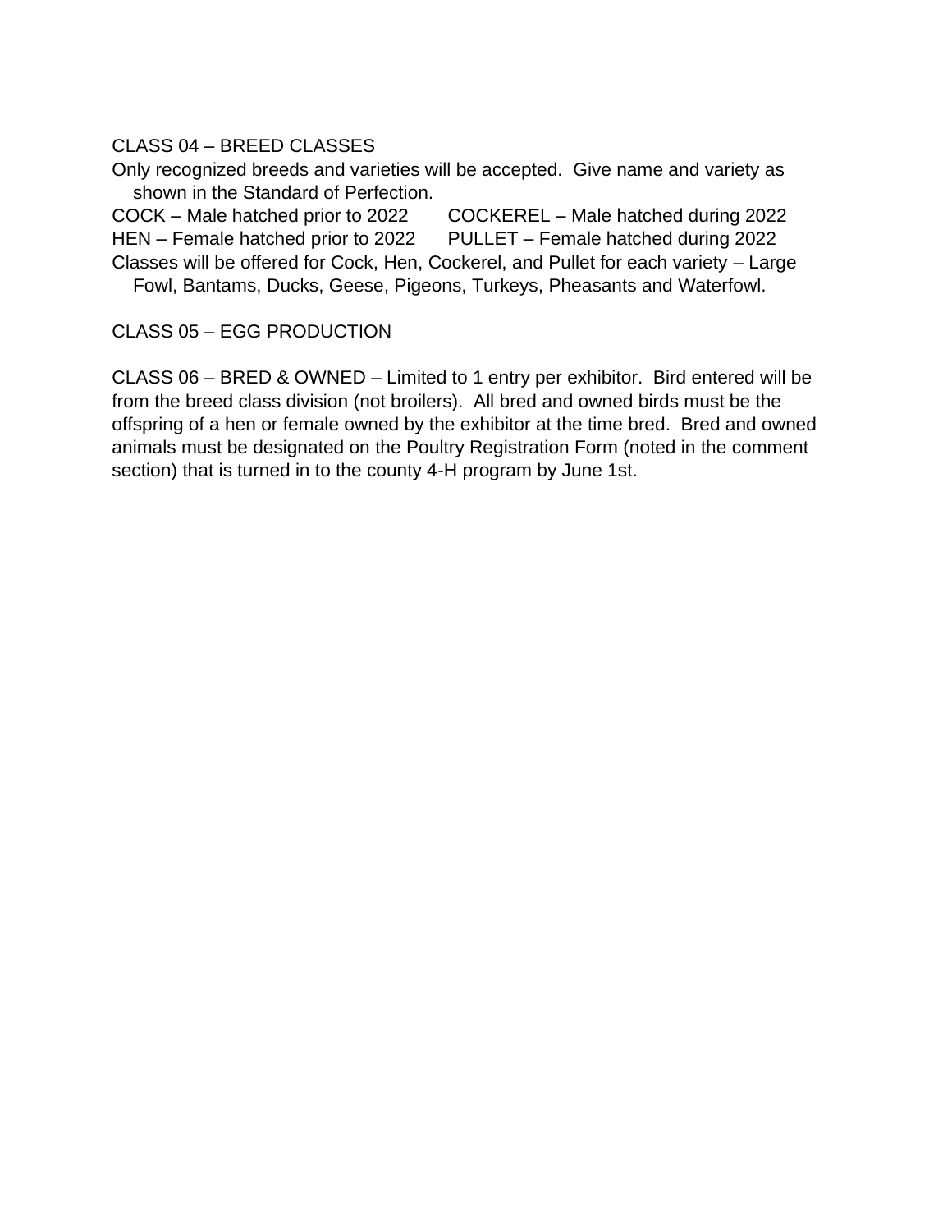CLASS 04 – BREED CLASSES

Only recognized breeds and varieties will be accepted. Give name and variety as shown in the Standard of Perfection.

COCK – Male hatched prior to 2022    COCKEREL – Male hatched during 2022
HEN – Female hatched prior to 2022    PULLET – Female hatched during 2022

Classes will be offered for Cock, Hen, Cockerel, and Pullet for each variety – Large Fowl, Bantams, Ducks, Geese, Pigeons, Turkeys, Pheasants and Waterfowl.

CLASS 05 – EGG PRODUCTION

CLASS 06 – BRED & OWNED – Limited to 1 entry per exhibitor. Bird entered will be from the breed class division (not broilers). All bred and owned birds must be the offspring of a hen or female owned by the exhibitor at the time bred. Bred and owned animals must be designated on the Poultry Registration Form (noted in the comment section) that is turned in to the county 4-H program by June 1st.